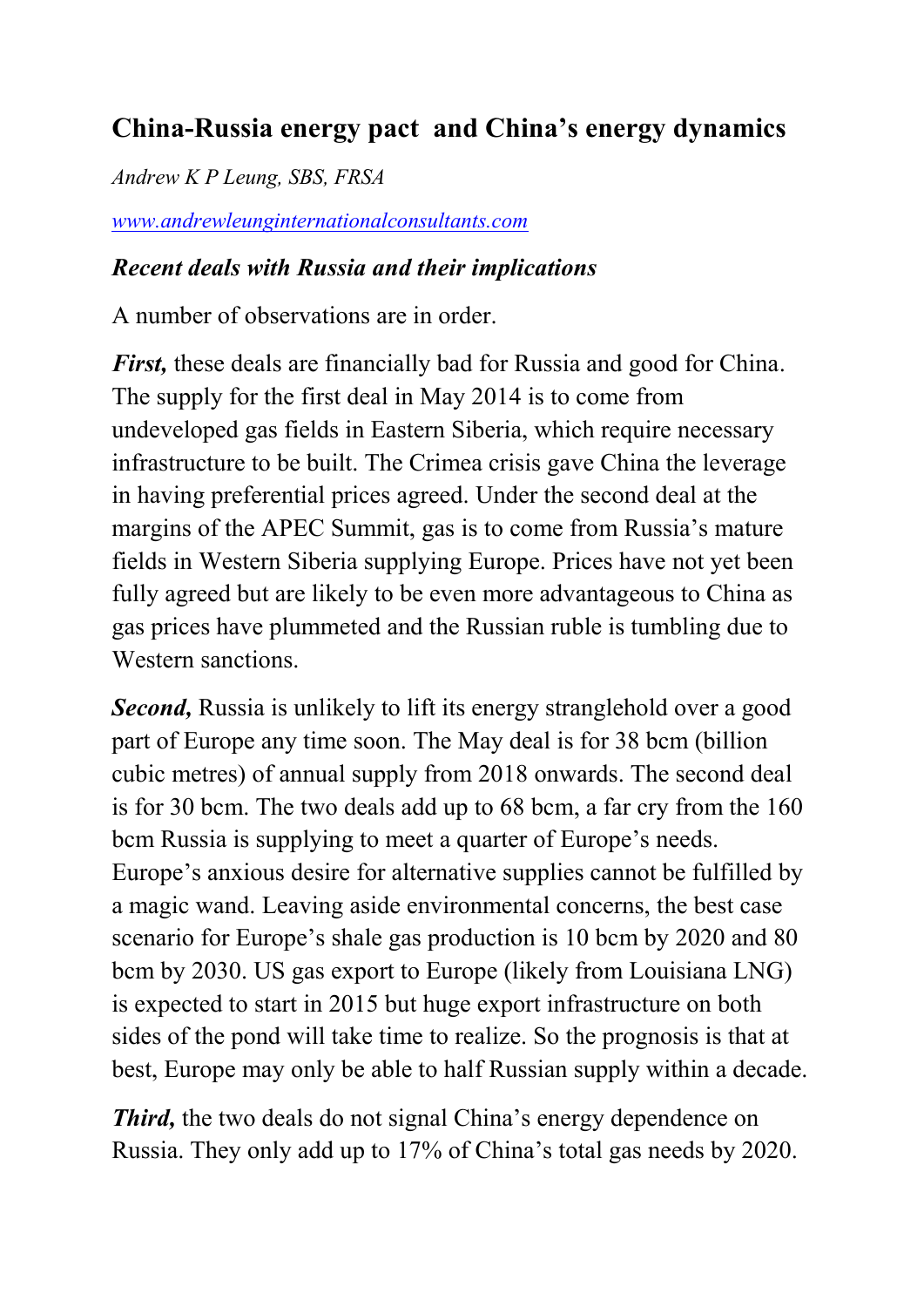# China-Russia energy pact and China's energy dynamics

*Andrew K P Leung, SBS, FRSA*

[www.andrewleunginternationalconsultants.com](http://www.andrewleunginternationalconsultants.com)

## *Recent deals with Russia and their implications*

A number of observations are in order.

***First,*** these deals are financially bad for Russia and good for China. The supply for the first deal in May 2014 is to come from undeveloped gas fields in Eastern Siberia, which require necessary infrastructure to be built. The Crimea crisis gave China the leverage in having preferential prices agreed. Under the second deal at the margins of the APEC Summit, gas is to come from Russia's mature fields in Western Siberia supplying Europe. Prices have not yet been fully agreed but are likely to be even more advantageous to China as gas prices have plummeted and the Russian ruble is tumbling due to Western sanctions.

***Second,*** Russia is unlikely to lift its energy stranglehold over a good part of Europe any time soon. The May deal is for 38 bcm (billion cubic metres) of annual supply from 2018 onwards. The second deal is for 30 bcm. The two deals add up to 68 bcm, a far cry from the 160 bcm Russia is supplying to meet a quarter of Europe's needs. Europe's anxious desire for alternative supplies cannot be fulfilled by a magic wand. Leaving aside environmental concerns, the best case scenario for Europe's shale gas production is 10 bcm by 2020 and 80 bcm by 2030. US gas export to Europe (likely from Louisiana LNG) is expected to start in 2015 but huge export infrastructure on both sides of the pond will take time to realize. So the prognosis is that at best, Europe may only be able to half Russian supply within a decade.

***Third,*** the two deals do not signal China's energy dependence on Russia. They only add up to 17% of China's total gas needs by 2020.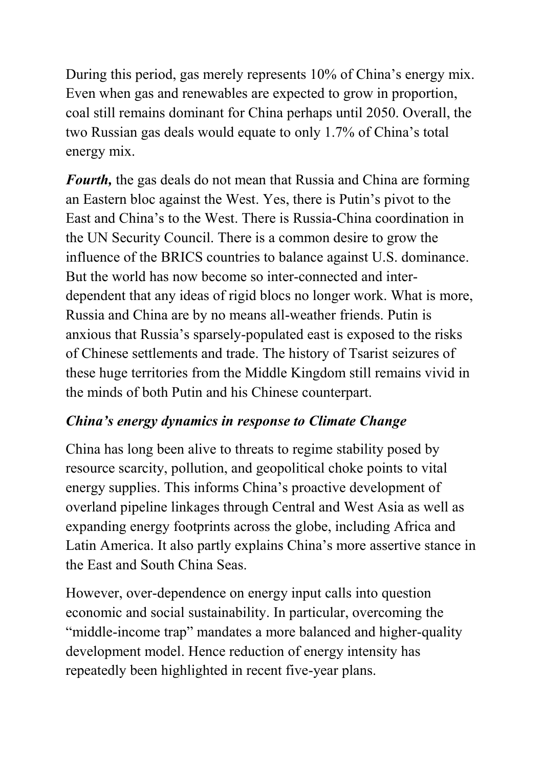During this period, gas merely represents 10% of China's energy mix. Even when gas and renewables are expected to grow in proportion, coal still remains dominant for China perhaps until 2050. Overall, the two Russian gas deals would equate to only 1.7% of China's total energy mix.

***Fourth,*** the gas deals do not mean that Russia and China are forming an Eastern bloc against the West. Yes, there is Putin's pivot to the East and China's to the West. There is Russia-China coordination in the UN Security Council. There is a common desire to grow the influence of the BRICS countries to balance against U.S. dominance. But the world has now become so inter-connected and inter-dependent that any ideas of rigid blocs no longer work. What is more, Russia and China are by no means all-weather friends. Putin is anxious that Russia's sparsely-populated east is exposed to the risks of Chinese settlements and trade. The history of Tsarist seizures of these huge territories from the Middle Kingdom still remains vivid in the minds of both Putin and his Chinese counterpart.

### *China's energy dynamics in response to Climate Change*

China has long been alive to threats to regime stability posed by resource scarcity, pollution, and geopolitical choke points to vital energy supplies. This informs China's proactive development of overland pipeline linkages through Central and West Asia as well as expanding energy footprints across the globe, including Africa and Latin America. It also partly explains China's more assertive stance in the East and South China Seas.

However, over-dependence on energy input calls into question economic and social sustainability. In particular, overcoming the "middle-income trap" mandates a more balanced and higher-quality development model. Hence reduction of energy intensity has repeatedly been highlighted in recent five-year plans.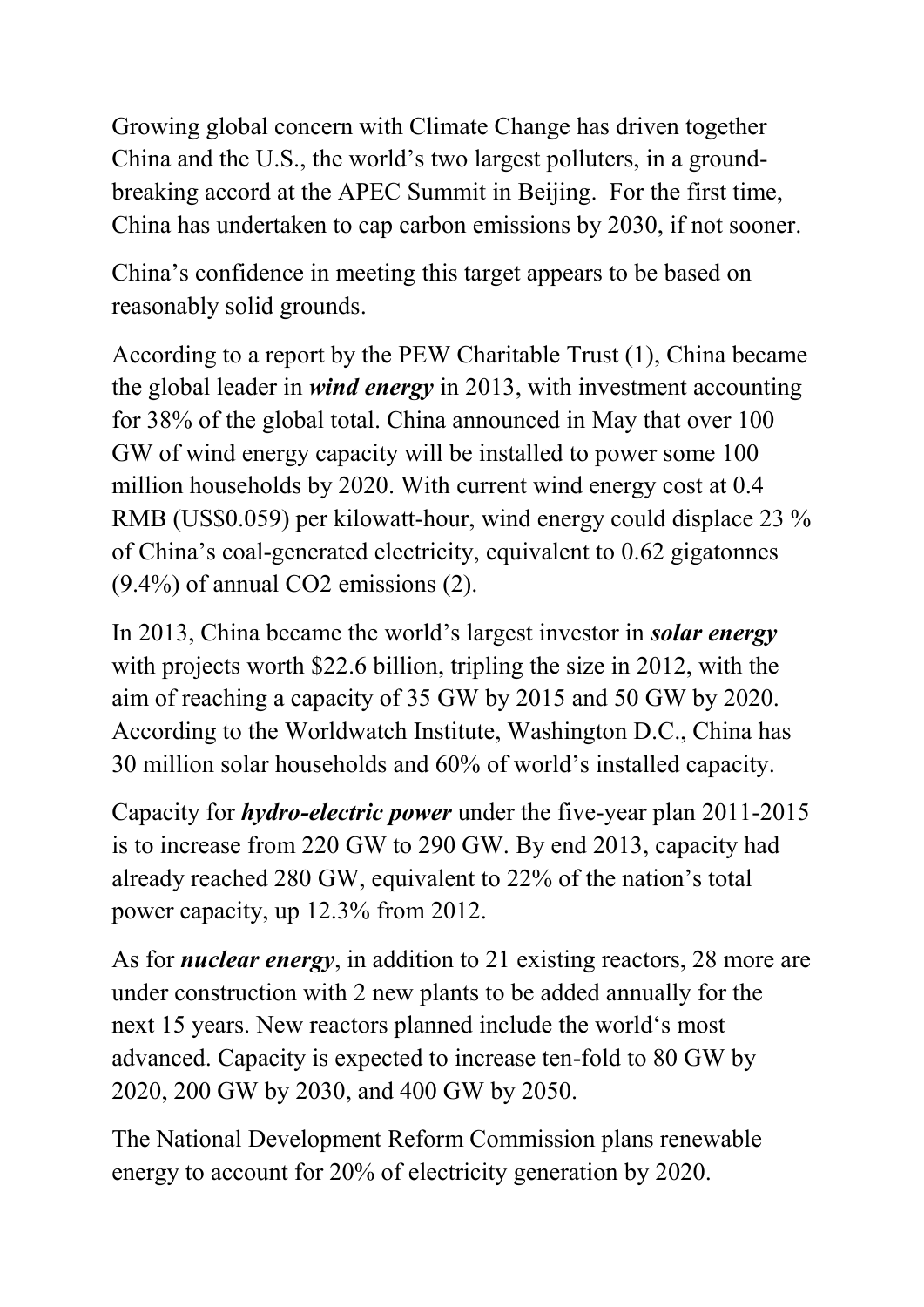Growing global concern with Climate Change has driven together China and the U.S., the world's two largest polluters, in a ground-breaking accord at the APEC Summit in Beijing. For the first time, China has undertaken to cap carbon emissions by 2030, if not sooner.

China's confidence in meeting this target appears to be based on reasonably solid grounds.

According to a report by the PEW Charitable Trust (1), China became the global leader in ***wind energy*** in 2013, with investment accounting for 38% of the global total. China announced in May that over 100 GW of wind energy capacity will be installed to power some 100 million households by 2020. With current wind energy cost at 0.4 RMB (US$0.059) per kilowatt-hour, wind energy could displace 23 % of China's coal-generated electricity, equivalent to 0.62 gigatonnes (9.4%) of annual CO2 emissions (2).

In 2013, China became the world's largest investor in ***solar energy*** with projects worth $22.6 billion, tripling the size in 2012, with the aim of reaching a capacity of 35 GW by 2015 and 50 GW by 2020. According to the Worldwatch Institute, Washington D.C., China has 30 million solar households and 60% of world's installed capacity.

Capacity for ***hydro-electric power*** under the five-year plan 2011-2015 is to increase from 220 GW to 290 GW. By end 2013, capacity had already reached 280 GW, equivalent to 22% of the nation's total power capacity, up 12.3% from 2012.

As for ***nuclear energy***, in addition to 21 existing reactors, 28 more are under construction with 2 new plants to be added annually for the next 15 years. New reactors planned include the world's most advanced. Capacity is expected to increase ten-fold to 80 GW by 2020, 200 GW by 2030, and 400 GW by 2050.

The National Development Reform Commission plans renewable energy to account for 20% of electricity generation by 2020.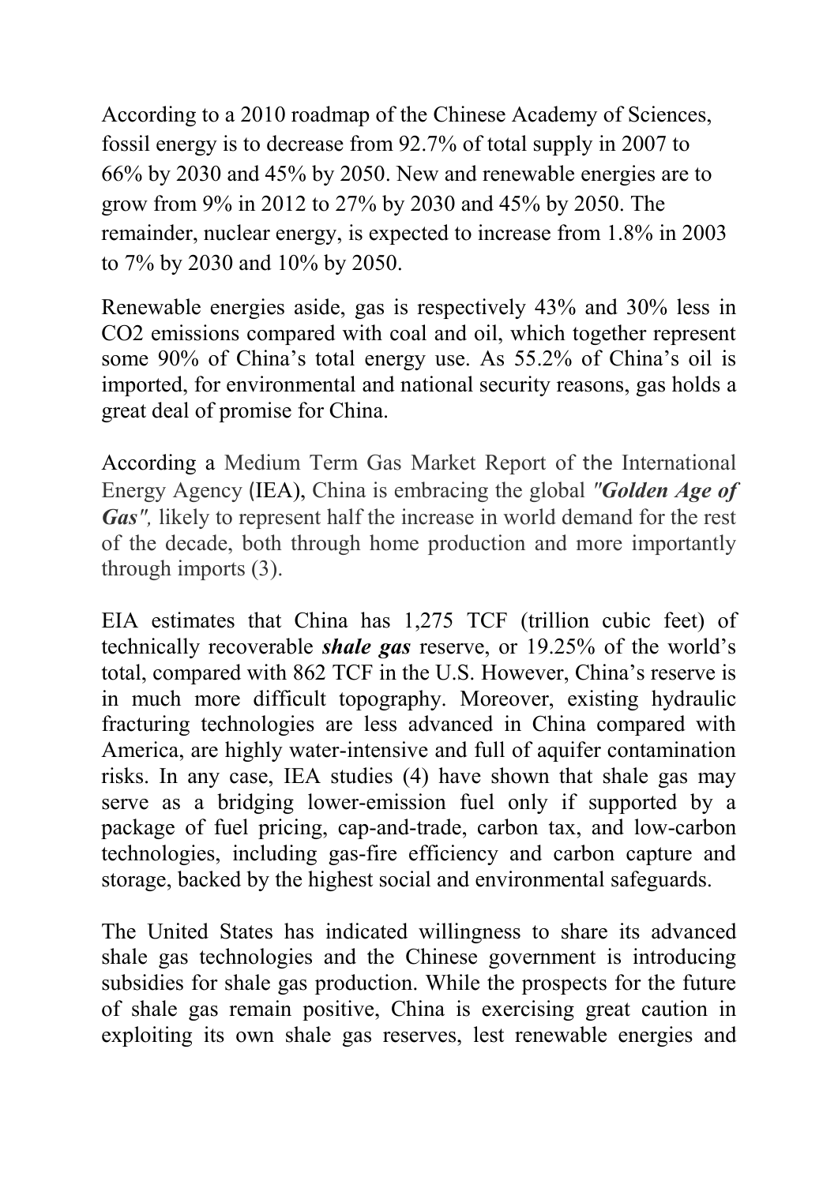According to a 2010 roadmap of the Chinese Academy of Sciences, fossil energy is to decrease from 92.7% of total supply in 2007 to 66% by 2030 and 45% by 2050. New and renewable energies are to grow from 9% in 2012 to 27% by 2030 and 45% by 2050. The remainder, nuclear energy, is expected to increase from 1.8% in 2003 to 7% by 2030 and 10% by 2050.

Renewable energies aside, gas is respectively 43% and 30% less in $CO_2$ emissions compared with coal and oil, which together represent some 90% of China's total energy use. As 55.2% of China's oil is imported, for environmental and national security reasons, gas holds a great deal of promise for China.

According a Medium Term Gas Market Report of the International Energy Agency (IEA), China is embracing the global *"**Golden Age of Gas**",* likely to represent half the increase in world demand for the rest of the decade, both through home production and more importantly through imports (3).

EIA estimates that China has 1,275 TCF (trillion cubic feet) of technically recoverable ***shale gas*** reserve, or 19.25% of the world's total, compared with 862 TCF in the U.S. However, China's reserve is in much more difficult topography. Moreover, existing hydraulic fracturing technologies are less advanced in China compared with America, are highly water-intensive and full of aquifer contamination risks. In any case, IEA studies (4) have shown that shale gas may serve as a bridging lower-emission fuel only if supported by a package of fuel pricing, cap-and-trade, carbon tax, and low-carbon technologies, including gas-fire efficiency and carbon capture and storage, backed by the highest social and environmental safeguards.

The United States has indicated willingness to share its advanced shale gas technologies and the Chinese government is introducing subsidies for shale gas production. While the prospects for the future of shale gas remain positive, China is exercising great caution in exploiting its own shale gas reserves, lest renewable energies and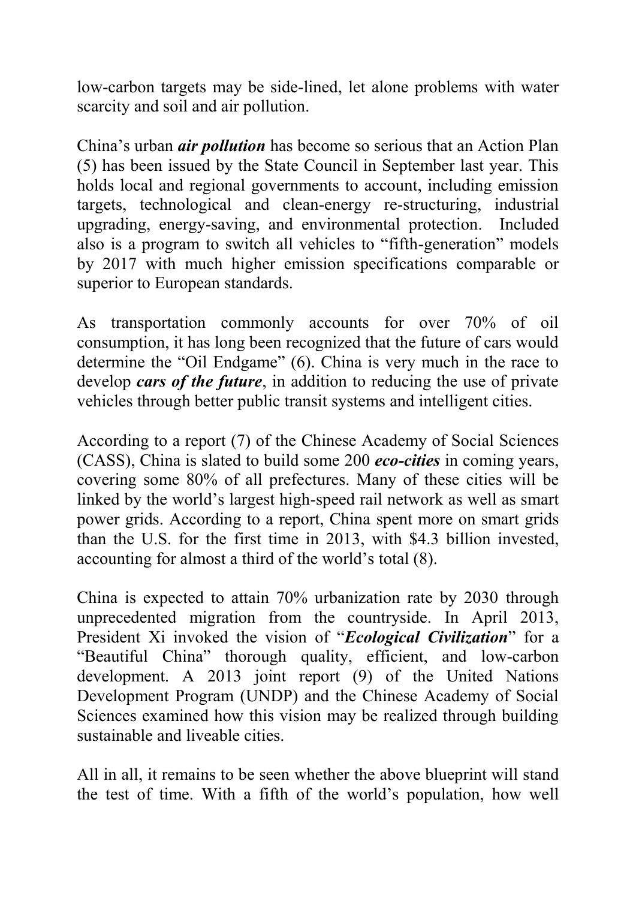low-carbon targets may be side-lined, let alone problems with water scarcity and soil and air pollution.

China's urban ***air pollution*** has become so serious that an Action Plan (5) has been issued by the State Council in September last year. This holds local and regional governments to account, including emission targets, technological and clean-energy re-structuring, industrial upgrading, energy-saving, and environmental protection. Included also is a program to switch all vehicles to "fifth-generation" models by 2017 with much higher emission specifications comparable or superior to European standards.

As transportation commonly accounts for over 70% of oil consumption, it has long been recognized that the future of cars would determine the "Oil Endgame" (6). China is very much in the race to develop ***cars of the future***, in addition to reducing the use of private vehicles through better public transit systems and intelligent cities.

According to a report (7) of the Chinese Academy of Social Sciences (CASS), China is slated to build some 200 ***eco-cities*** in coming years, covering some 80% of all prefectures. Many of these cities will be linked by the world's largest high-speed rail network as well as smart power grids. According to a report, China spent more on smart grids than the U.S. for the first time in 2013, with $4.3 billion invested, accounting for almost a third of the world's total (8).

China is expected to attain 70% urbanization rate by 2030 through unprecedented migration from the countryside. In April 2013, President Xi invoked the vision of "***Ecological Civilization***" for a "Beautiful China" thorough quality, efficient, and low-carbon development. A 2013 joint report (9) of the United Nations Development Program (UNDP) and the Chinese Academy of Social Sciences examined how this vision may be realized through building sustainable and liveable cities.

All in all, it remains to be seen whether the above blueprint will stand the test of time. With a fifth of the world's population, how well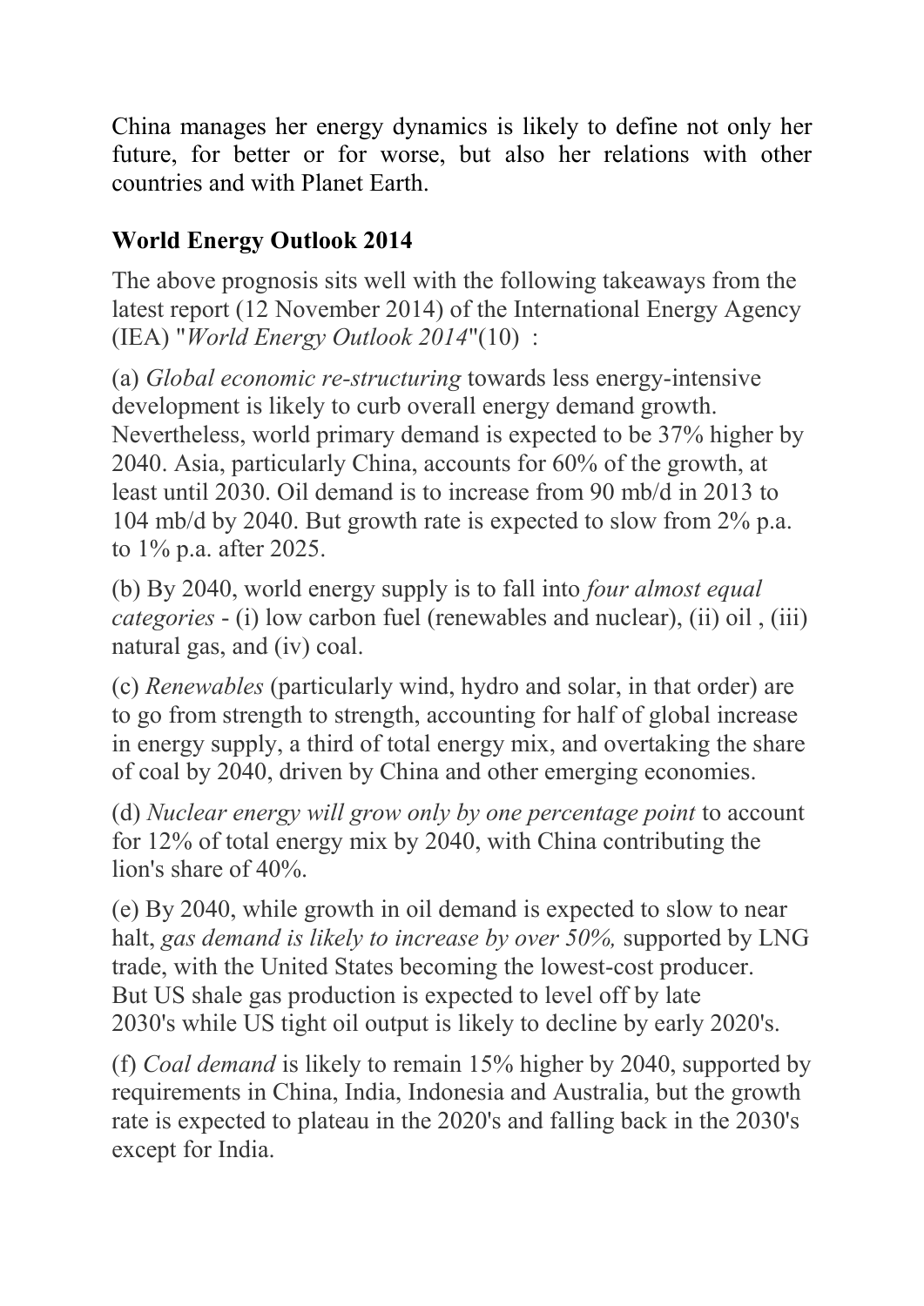China manages her energy dynamics is likely to define not only her future, for better or for worse, but also her relations with other countries and with Planet Earth.

**World Energy Outlook 2014**

The above prognosis sits well with the following takeaways from the latest report (12 November 2014) of the International Energy Agency (IEA) "*World Energy Outlook 2014*"(10) :

(a) *Global economic re-structuring* towards less energy-intensive development is likely to curb overall energy demand growth. Nevertheless, world primary demand is expected to be 37% higher by 2040. Asia, particularly China, accounts for 60% of the growth, at least until 2030. Oil demand is to increase from 90 mb/d in 2013 to 104 mb/d by 2040. But growth rate is expected to slow from 2% p.a. to 1% p.a. after 2025.

(b) By 2040, world energy supply is to fall into *four almost equal categories* - (i) low carbon fuel (renewables and nuclear), (ii) oil , (iii) natural gas, and (iv) coal.

(c) *Renewables* (particularly wind, hydro and solar, in that order) are to go from strength to strength, accounting for half of global increase in energy supply, a third of total energy mix, and overtaking the share of coal by 2040, driven by China and other emerging economies.

(d) *Nuclear energy will grow only by one percentage point* to account for 12% of total energy mix by 2040, with China contributing the lion's share of 40%.

(e) By 2040, while growth in oil demand is expected to slow to near halt, *gas demand is likely to increase by over 50%,* supported by LNG trade, with the United States becoming the lowest-cost producer. But US shale gas production is expected to level off by late 2030's while US tight oil output is likely to decline by early 2020's.

(f) *Coal demand* is likely to remain 15% higher by 2040, supported by requirements in China, India, Indonesia and Australia, but the growth rate is expected to plateau in the 2020's and falling back in the 2030's except for India.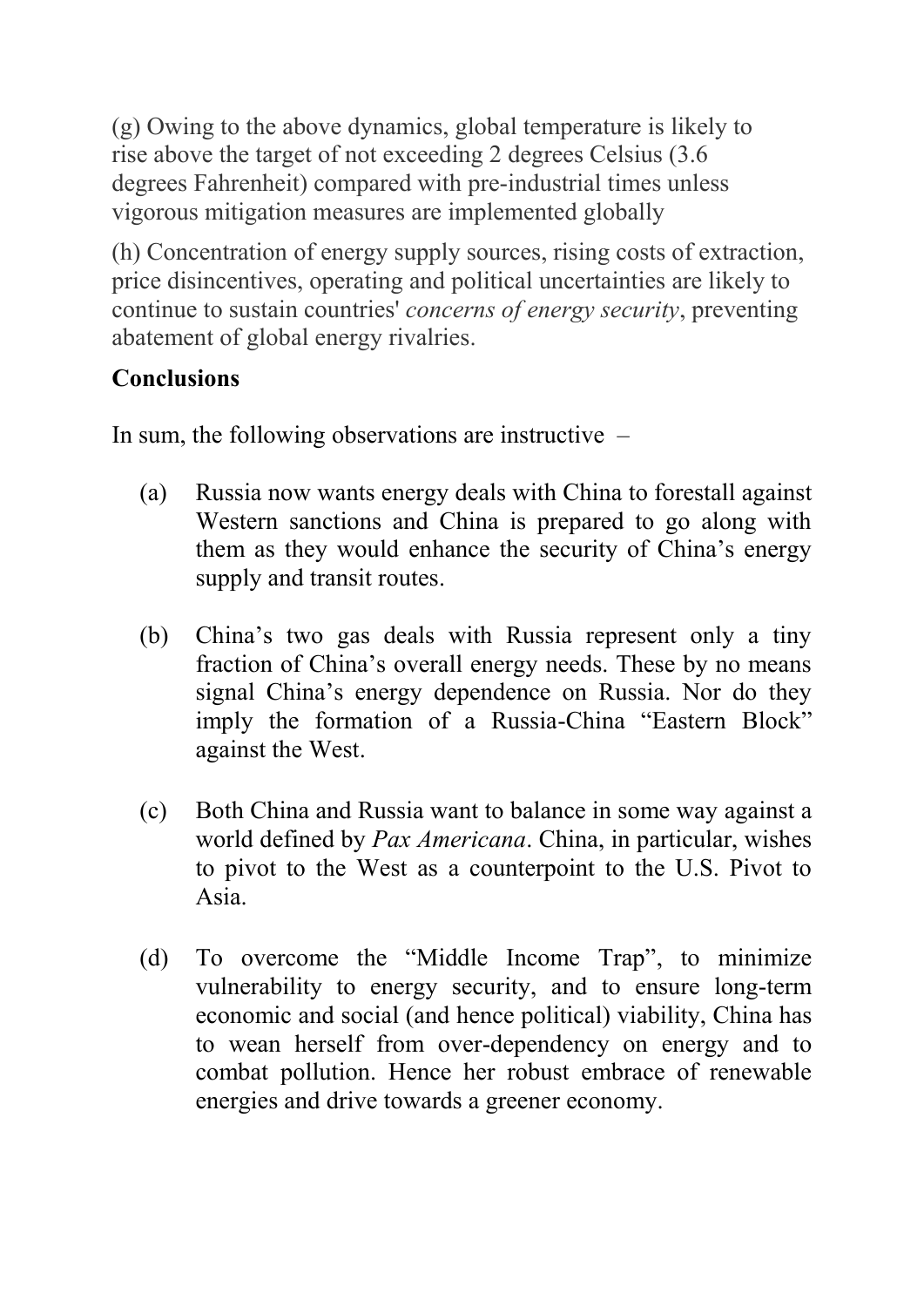(g) Owing to the above dynamics, global temperature is likely to rise above the target of not exceeding 2 degrees Celsius (3.6 degrees Fahrenheit) compared with pre-industrial times unless vigorous mitigation measures are implemented globally

(h) Concentration of energy supply sources, rising costs of extraction, price disincentives, operating and political uncertainties are likely to continue to sustain countries' *concerns of energy security*, preventing abatement of global energy rivalries.

**Conclusions**

In sum, the following observations are instructive –

(a) Russia now wants energy deals with China to forestall against Western sanctions and China is prepared to go along with them as they would enhance the security of China's energy supply and transit routes.

(b) China's two gas deals with Russia represent only a tiny fraction of China's overall energy needs. These by no means signal China's energy dependence on Russia. Nor do they imply the formation of a Russia-China "Eastern Block" against the West.

(c) Both China and Russia want to balance in some way against a world defined by *Pax Americana*. China, in particular, wishes to pivot to the West as a counterpoint to the U.S. Pivot to Asia.

(d) To overcome the "Middle Income Trap", to minimize vulnerability to energy security, and to ensure long-term economic and social (and hence political) viability, China has to wean herself from over-dependency on energy and to combat pollution. Hence her robust embrace of renewable energies and drive towards a greener economy.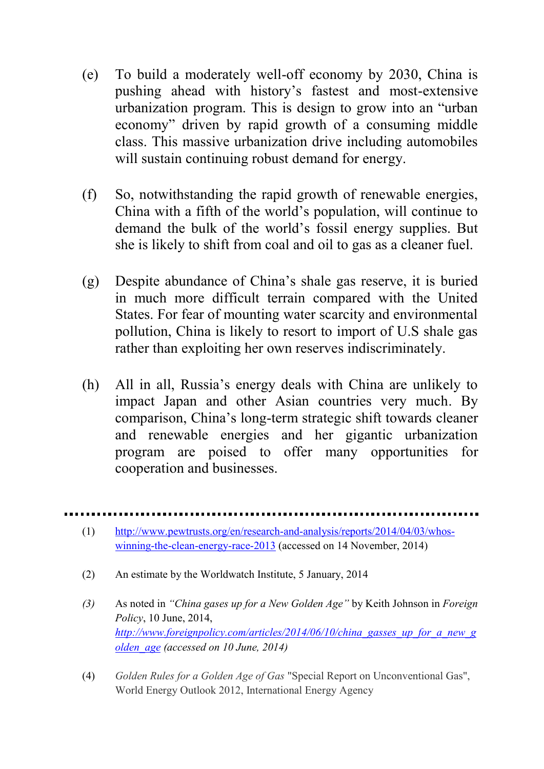(e) To build a moderately well-off economy by 2030, China is pushing ahead with history's fastest and most-extensive urbanization program. This is design to grow into an "urban economy" driven by rapid growth of a consuming middle class. This massive urbanization drive including automobiles will sustain continuing robust demand for energy.

(f) So, notwithstanding the rapid growth of renewable energies, China with a fifth of the world's population, will continue to demand the bulk of the world's fossil energy supplies. But she is likely to shift from coal and oil to gas as a cleaner fuel.

(g) Despite abundance of China's shale gas reserve, it is buried in much more difficult terrain compared with the United States. For fear of mounting water scarcity and environmental pollution, China is likely to resort to import of U.S shale gas rather than exploiting her own reserves indiscriminately.

(h) All in all, Russia's energy deals with China are unlikely to impact Japan and other Asian countries very much. By comparison, China's long-term strategic shift towards cleaner and renewable energies and her gigantic urbanization program are poised to offer many opportunities for cooperation and businesses.

---

(1) http://www.pewtrusts.org/en/research-and-analysis/reports/2014/04/03/whos-winning-the-clean-energy-race-2013 (accessed on 14 November, 2014)

(2) An estimate by the Worldwatch Institute, 5 January, 2014

*(3)* As noted in *"China gases up for a New Golden Age"* by Keith Johnson in *Foreign Policy*, 10 June, 2014, *http://www.foreignpolicy.com/articles/2014/06/10/china_gasses_up_for_a_new_golden_age (accessed on 10 June, 2014)*

(4) *Golden Rules for a Golden Age of Gas* "Special Report on Unconventional Gas", World Energy Outlook 2012, International Energy Agency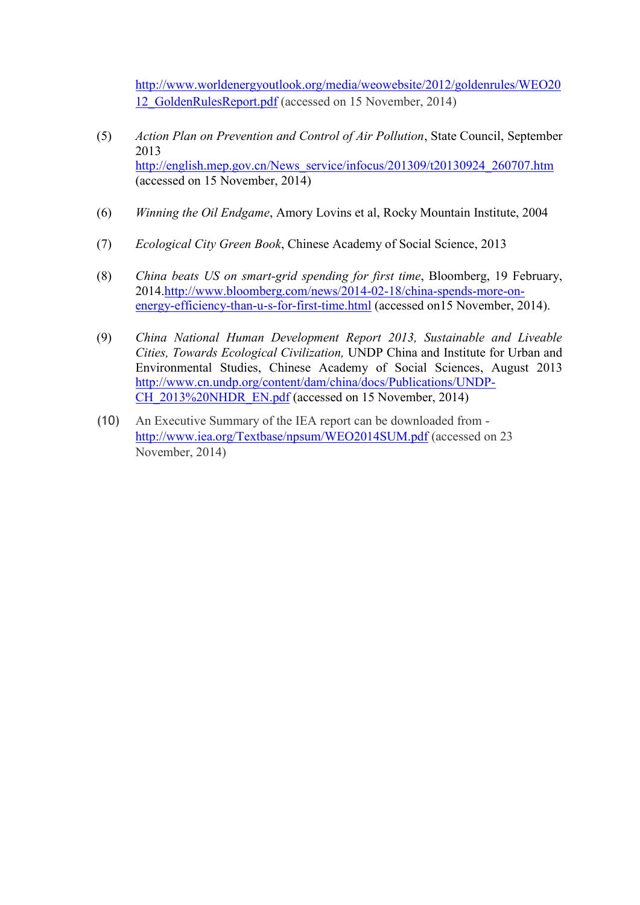http://www.worldenergyoutlook.org/media/weowebsite/2012/goldenrules/WEO2012_GoldenRulesReport.pdf (accessed on 15 November, 2014)

(5) *Action Plan on Prevention and Control of Air Pollution*, State Council, September 2013 http://english.mep.gov.cn/News_service/infocus/201309/t20130924_260707.htm (accessed on 15 November, 2014)

(6) *Winning the Oil Endgame*, Amory Lovins et al, Rocky Mountain Institute, 2004

(7) *Ecological City Green Book*, Chinese Academy of Social Science, 2013

(8) *China beats US on smart-grid spending for first time*, Bloomberg, 19 February, 2014.http://www.bloomberg.com/news/2014-02-18/china-spends-more-on-energy-efficiency-than-u-s-for-first-time.html (accessed on15 November, 2014).

(9) *China National Human Development Report 2013, Sustainable and Liveable Cities, Towards Ecological Civilization,* UNDP China and Institute for Urban and Environmental Studies, Chinese Academy of Social Sciences, August 2013 http://www.cn.undp.org/content/dam/china/docs/Publications/UNDP-CH_2013%20NHDR_EN.pdf (accessed on 15 November, 2014)

(10) An Executive Summary of the IEA report can be downloaded from - http://www.iea.org/Textbase/npsum/WEO2014SUM.pdf (accessed on 23 November, 2014)